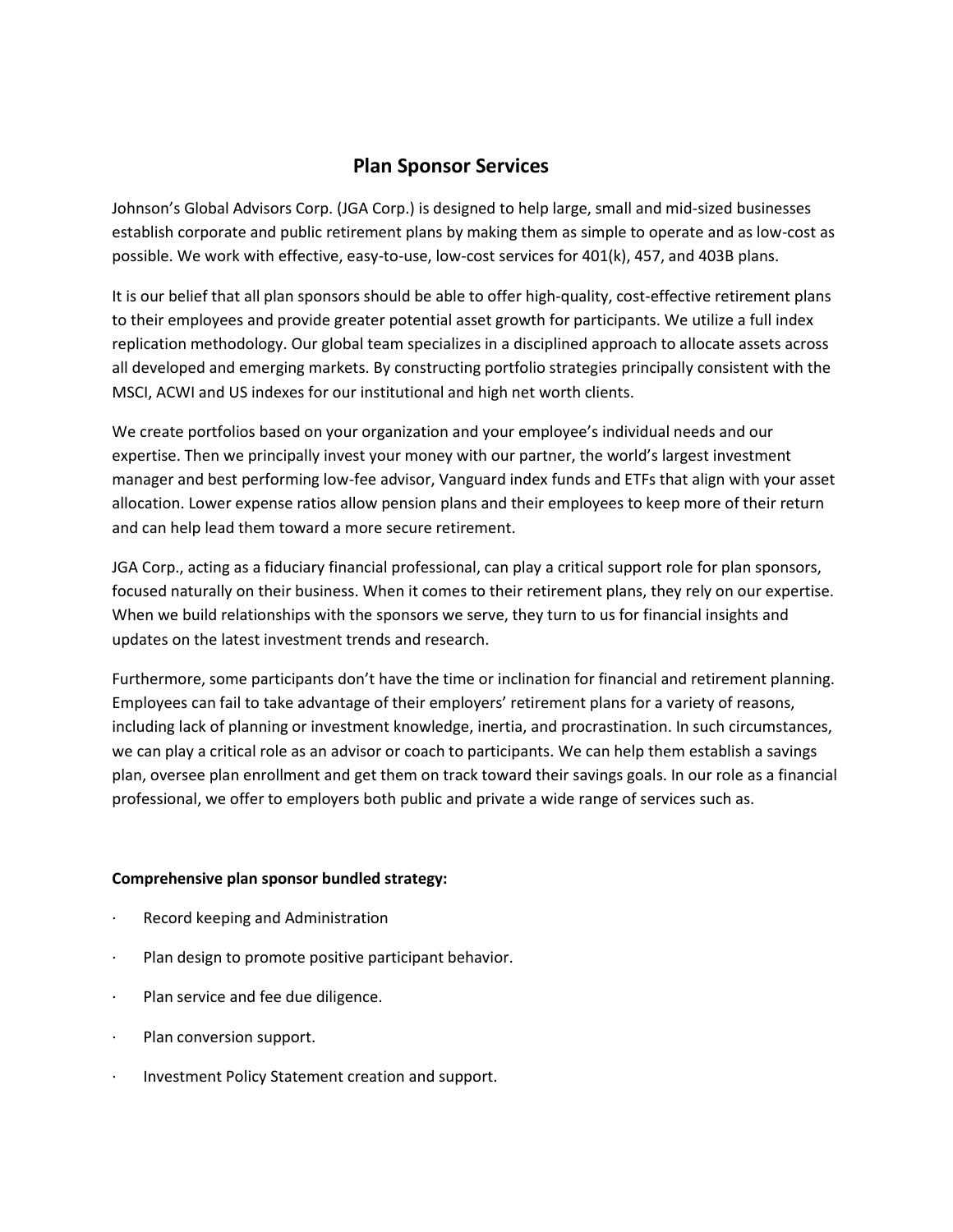# Plan Sponsor Services

Johnson's Global Advisors Corp. (JGA Corp.) is designed to help large, small and mid-sized businesses establish corporate and public retirement plans by making them as simple to operate and as low-cost as possible. We work with effective, easy-to-use, low-cost services for 401(k), 457, and 403B plans.

It is our belief that all plan sponsors should be able to offer high-quality, cost-effective retirement plans to their employees and provide greater potential asset growth for participants. We utilize a full index replication methodology. Our global team specializes in a disciplined approach to allocate assets across all developed and emerging markets. By constructing portfolio strategies principally consistent with the MSCI, ACWI and US indexes for our institutional and high net worth clients.

We create portfolios based on your organization and your employee's individual needs and our expertise. Then we principally invest your money with our partner, the world's largest investment manager and best performing low-fee advisor, Vanguard index funds and ETFs that align with your asset allocation. Lower expense ratios allow pension plans and their employees to keep more of their return and can help lead them toward a more secure retirement.

JGA Corp., acting as a fiduciary financial professional, can play a critical support role for plan sponsors, focused naturally on their business. When it comes to their retirement plans, they rely on our expertise. When we build relationships with the sponsors we serve, they turn to us for financial insights and updates on the latest investment trends and research.

Furthermore, some participants don't have the time or inclination for financial and retirement planning. Employees can fail to take advantage of their employers' retirement plans for a variety of reasons, including lack of planning or investment knowledge, inertia, and procrastination. In such circumstances, we can play a critical role as an advisor or coach to participants. We can help them establish a savings plan, oversee plan enrollment and get them on track toward their savings goals. In our role as a financial professional, we offer to employers both public and private a wide range of services such as.

**Comprehensive plan sponsor bundled strategy:**

- Record keeping and Administration
- Plan design to promote positive participant behavior.
- Plan service and fee due diligence.
- Plan conversion support.
- Investment Policy Statement creation and support.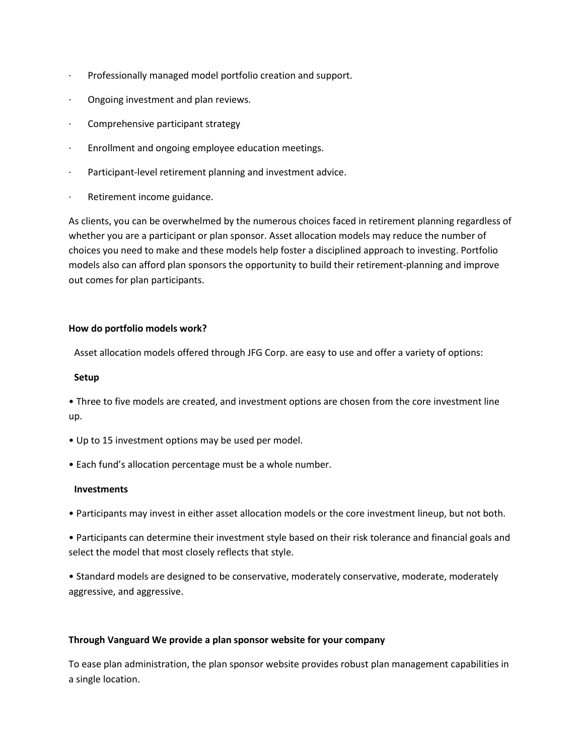- Professionally managed model portfolio creation and support.
- Ongoing investment and plan reviews.
- Comprehensive participant strategy
- Enrollment and ongoing employee education meetings.
- Participant-level retirement planning and investment advice.
- Retirement income guidance.

As clients, you can be overwhelmed by the numerous choices faced in retirement planning regardless of whether you are a participant or plan sponsor. Asset allocation models may reduce the number of choices you need to make and these models help foster a disciplined approach to investing. Portfolio models also can afford plan sponsors the opportunity to build their retirement-planning and improve out comes for plan participants.

**How do portfolio models work?**

Asset allocation models offered through JFG Corp. are easy to use and offer a variety of options:

**Setup**

- Three to five models are created, and investment options are chosen from the core investment line up.
- Up to 15 investment options may be used per model.
- Each fund's allocation percentage must be a whole number.

**Investments**

- Participants may invest in either asset allocation models or the core investment lineup, but not both.
- Participants can determine their investment style based on their risk tolerance and financial goals and select the model that most closely reflects that style.
- Standard models are designed to be conservative, moderately conservative, moderate, moderately aggressive, and aggressive.

**Through Vanguard We provide a plan sponsor website for your company**

To ease plan administration, the plan sponsor website provides robust plan management capabilities in a single location.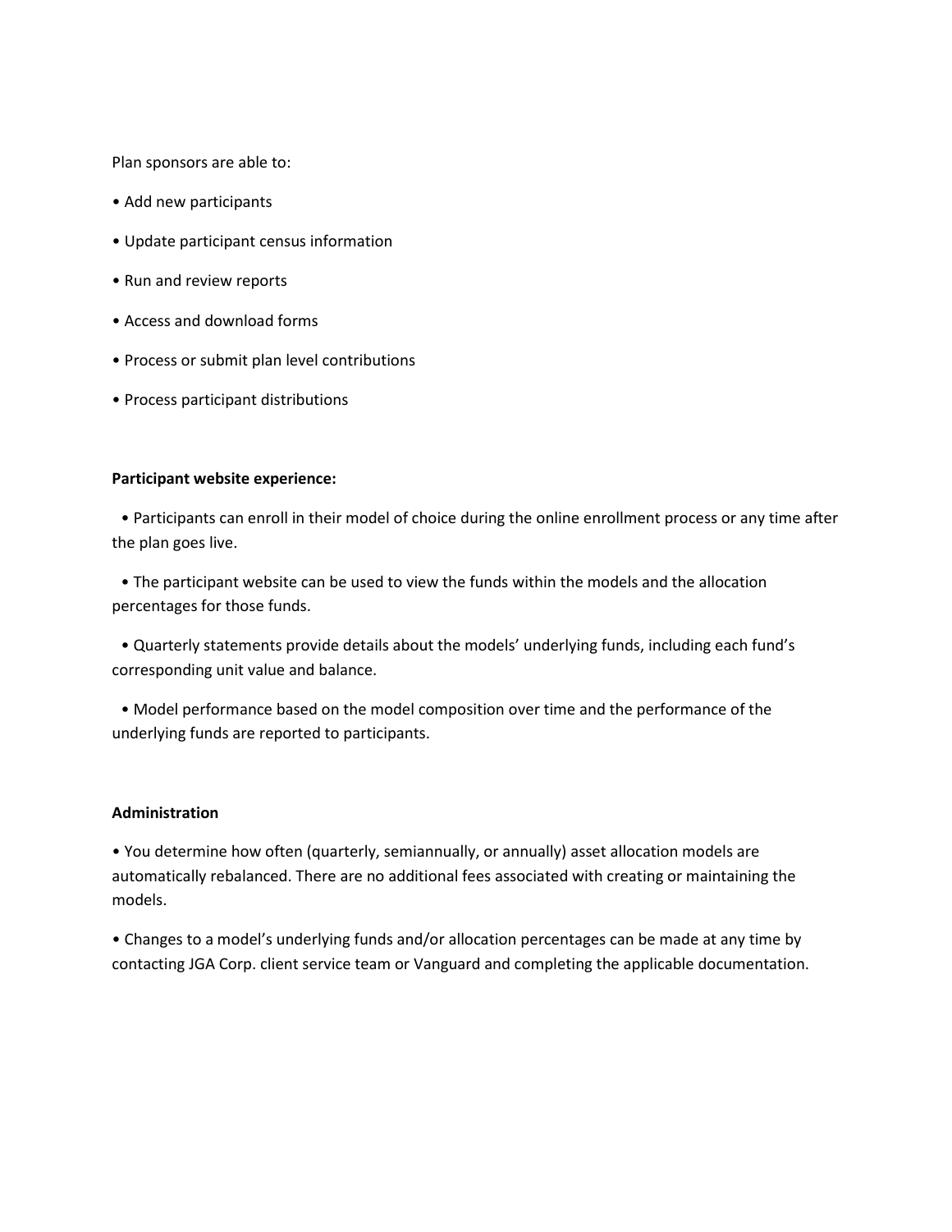Plan sponsors are able to:

- Add new participants
- Update participant census information
- Run and review reports
- Access and download forms
- Process or submit plan level contributions
- Process participant distributions

**Participant website experience:**

- Participants can enroll in their model of choice during the online enrollment process or any time after the plan goes live.
- The participant website can be used to view the funds within the models and the allocation percentages for those funds.
- Quarterly statements provide details about the models' underlying funds, including each fund's corresponding unit value and balance.
- Model performance based on the model composition over time and the performance of the underlying funds are reported to participants.

**Administration**

- You determine how often (quarterly, semiannually, or annually) asset allocation models are automatically rebalanced. There are no additional fees associated with creating or maintaining the models.
- Changes to a model's underlying funds and/or allocation percentages can be made at any time by contacting JGA Corp. client service team or Vanguard and completing the applicable documentation.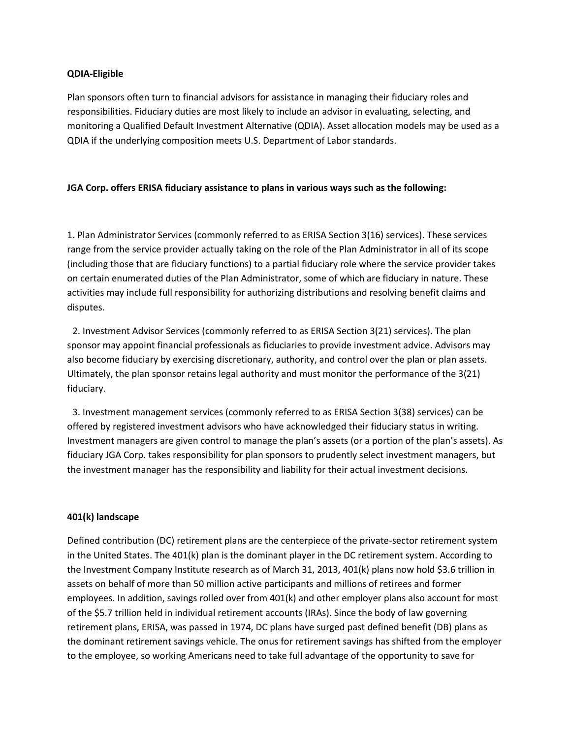**QDIA-Eligible**

Plan sponsors often turn to financial advisors for assistance in managing their fiduciary roles and responsibilities. Fiduciary duties are most likely to include an advisor in evaluating, selecting, and monitoring a Qualified Default Investment Alternative (QDIA). Asset allocation models may be used as a QDIA if the underlying composition meets U.S. Department of Labor standards.

**JGA Corp. offers ERISA fiduciary assistance to plans in various ways such as the following:**

1. Plan Administrator Services (commonly referred to as ERISA Section 3(16) services). These services range from the service provider actually taking on the role of the Plan Administrator in all of its scope (including those that are fiduciary functions) to a partial fiduciary role where the service provider takes on certain enumerated duties of the Plan Administrator, some of which are fiduciary in nature. These activities may include full responsibility for authorizing distributions and resolving benefit claims and disputes.

2. Investment Advisor Services (commonly referred to as ERISA Section 3(21) services). The plan sponsor may appoint financial professionals as fiduciaries to provide investment advice. Advisors may also become fiduciary by exercising discretionary, authority, and control over the plan or plan assets. Ultimately, the plan sponsor retains legal authority and must monitor the performance of the 3(21) fiduciary.

3. Investment management services (commonly referred to as ERISA Section 3(38) services) can be offered by registered investment advisors who have acknowledged their fiduciary status in writing. Investment managers are given control to manage the plan's assets (or a portion of the plan's assets). As fiduciary JGA Corp. takes responsibility for plan sponsors to prudently select investment managers, but the investment manager has the responsibility and liability for their actual investment decisions.

**401(k) landscape**

Defined contribution (DC) retirement plans are the centerpiece of the private-sector retirement system in the United States. The 401(k) plan is the dominant player in the DC retirement system. According to the Investment Company Institute research as of March 31, 2013, 401(k) plans now hold $3.6 trillion in assets on behalf of more than 50 million active participants and millions of retirees and former employees. In addition, savings rolled over from 401(k) and other employer plans also account for most of the $5.7 trillion held in individual retirement accounts (IRAs). Since the body of law governing retirement plans, ERISA, was passed in 1974, DC plans have surged past defined benefit (DB) plans as the dominant retirement savings vehicle. The onus for retirement savings has shifted from the employer to the employee, so working Americans need to take full advantage of the opportunity to save for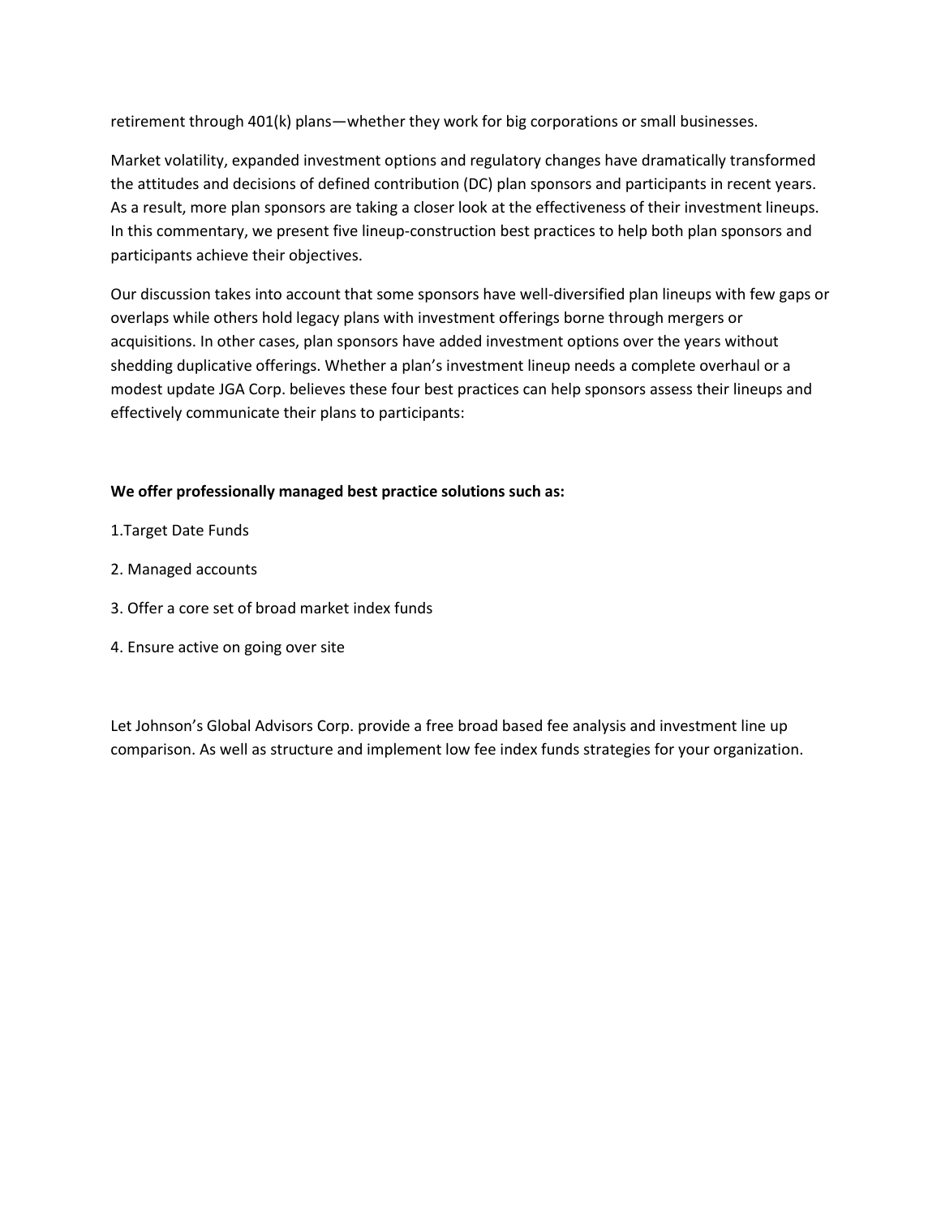retirement through 401(k) plans—whether they work for big corporations or small businesses.

Market volatility, expanded investment options and regulatory changes have dramatically transformed the attitudes and decisions of defined contribution (DC) plan sponsors and participants in recent years. As a result, more plan sponsors are taking a closer look at the effectiveness of their investment lineups. In this commentary, we present five lineup-construction best practices to help both plan sponsors and participants achieve their objectives.

Our discussion takes into account that some sponsors have well-diversified plan lineups with few gaps or overlaps while others hold legacy plans with investment offerings borne through mergers or acquisitions. In other cases, plan sponsors have added investment options over the years without shedding duplicative offerings. Whether a plan's investment lineup needs a complete overhaul or a modest update JGA Corp. believes these four best practices can help sponsors assess their lineups and effectively communicate their plans to participants:

**We offer professionally managed best practice solutions such as:**

1.Target Date Funds

2. Managed accounts

3. Offer a core set of broad market index funds

4. Ensure active on going over site

Let Johnson's Global Advisors Corp. provide a free broad based fee analysis and investment line up comparison. As well as structure and implement low fee index funds strategies for your organization.